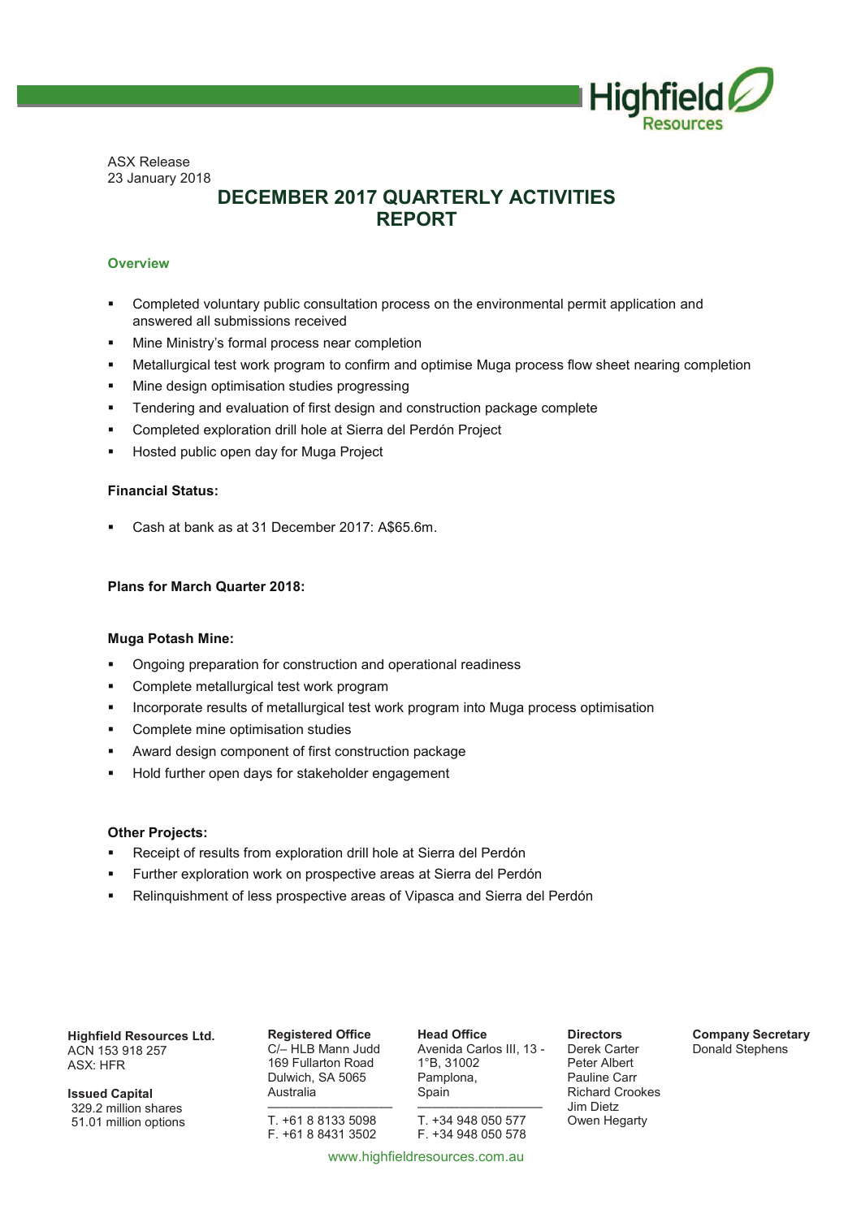ASX Release
23 January 2018

# DECEMBER 2017 QUARTERLY ACTIVITIES REPORT

## Overview

- Completed voluntary public consultation process on the environmental permit application and answered all submissions received
- Mine Ministry's formal process near completion
- Metallurgical test work program to confirm and optimise Muga process flow sheet nearing completion
- Mine design optimisation studies progressing
- Tendering and evaluation of first design and construction package complete
- Completed exploration drill hole at Sierra del Perdón Project
- Hosted public open day for Muga Project

**Financial Status:**

- Cash at bank as at 31 December 2017: A$65.6m.

**Plans for March Quarter 2018:**

**Muga Potash Mine:**

- Ongoing preparation for construction and operational readiness
- Complete metallurgical test work program
- Incorporate results of metallurgical test work program into Muga process optimisation
- Complete mine optimisation studies
- Award design component of first construction package
- Hold further open days for stakeholder engagement

**Other Projects:**

- Receipt of results from exploration drill hole at Sierra del Perdón
- Further exploration work on prospective areas at Sierra del Perdón
- Relinquishment of less prospective areas of Vipasca and Sierra del Perdón

**Highfield Resources Ltd.**
ACN 153 918 257
ASX: HFR

**Issued Capital**
329.2 million shares
51.01 million options

**Registered Office**
C/– HLB Mann Judd
169 Fullarton Road
Dulwich, SA 5065
Australia
T. +61 8 8133 5098
F. +61 8 8431 3502

**Head Office**
Avenida Carlos III, 13 - 1°B, 31002
Pamplona,
Spain
T. +34 948 050 577
F. +34 948 050 578

**Directors**
Derek Carter
Peter Albert
Pauline Carr
Richard Crookes
Jim Dietz
Owen Hegarty

**Company Secretary**
Donald Stephens

www.highfieldresources.com.au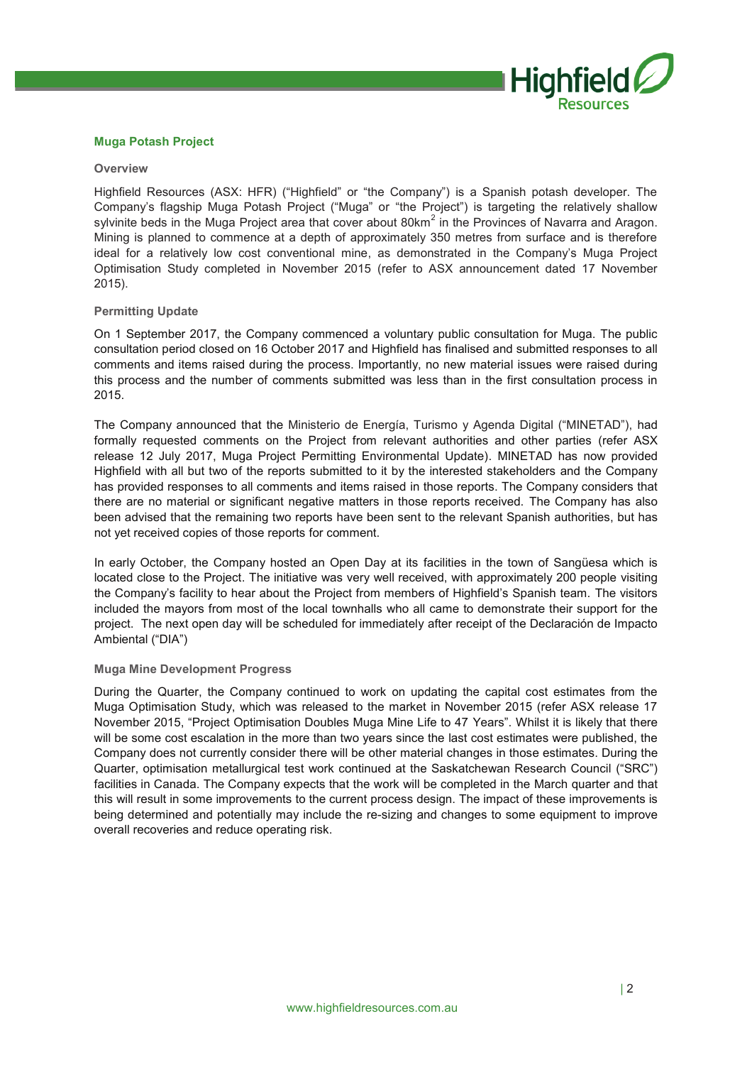## Muga Potash Project

### Overview

Highfield Resources (ASX: HFR) ("Highfield" or "the Company") is a Spanish potash developer. The Company's flagship Muga Potash Project ("Muga" or "the Project") is targeting the relatively shallow sylvinite beds in the Muga Project area that cover about 80km$^2$ in the Provinces of Navarra and Aragon. Mining is planned to commence at a depth of approximately 350 metres from surface and is therefore ideal for a relatively low cost conventional mine, as demonstrated in the Company's Muga Project Optimisation Study completed in November 2015 (refer to ASX announcement dated 17 November 2015).

### Permitting Update

On 1 September 2017, the Company commenced a voluntary public consultation for Muga. The public consultation period closed on 16 October 2017 and Highfield has finalised and submitted responses to all comments and items raised during the process. Importantly, no new material issues were raised during this process and the number of comments submitted was less than in the first consultation process in 2015.

The Company announced that the Ministerio de Energía, Turismo y Agenda Digital ("MINETAD"), had formally requested comments on the Project from relevant authorities and other parties (refer ASX release 12 July 2017, Muga Project Permitting Environmental Update). MINETAD has now provided Highfield with all but two of the reports submitted to it by the interested stakeholders and the Company has provided responses to all comments and items raised in those reports. The Company considers that there are no material or significant negative matters in those reports received. The Company has also been advised that the remaining two reports have been sent to the relevant Spanish authorities, but has not yet received copies of those reports for comment.

In early October, the Company hosted an Open Day at its facilities in the town of Sangüesa which is located close to the Project. The initiative was very well received, with approximately 200 people visiting the Company's facility to hear about the Project from members of Highfield's Spanish team. The visitors included the mayors from most of the local townhalls who all came to demonstrate their support for the project. The next open day will be scheduled for immediately after receipt of the Declaración de Impacto Ambiental ("DIA")

### Muga Mine Development Progress

During the Quarter, the Company continued to work on updating the capital cost estimates from the Muga Optimisation Study, which was released to the market in November 2015 (refer ASX release 17 November 2015, "Project Optimisation Doubles Muga Mine Life to 47 Years". Whilst it is likely that there will be some cost escalation in the more than two years since the last cost estimates were published, the Company does not currently consider there will be other material changes in those estimates. During the Quarter, optimisation metallurgical test work continued at the Saskatchewan Research Council ("SRC") facilities in Canada. The Company expects that the work will be completed in the March quarter and that this will result in some improvements to the current process design. The impact of these improvements is being determined and potentially may include the re-sizing and changes to some equipment to improve overall recoveries and reduce operating risk.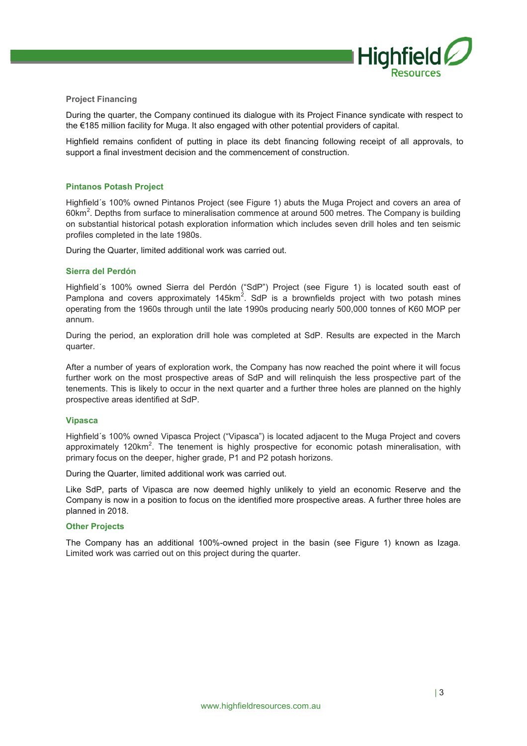### Project Financing

During the quarter, the Company continued its dialogue with its Project Finance syndicate with respect to the €185 million facility for Muga. It also engaged with other potential providers of capital.

Highfield remains confident of putting in place its debt financing following receipt of all approvals, to support a final investment decision and the commencement of construction.

### Pintanos Potash Project

Highfield´s 100% owned Pintanos Project (see Figure 1) abuts the Muga Project and covers an area of 60km$^2$. Depths from surface to mineralisation commence at around 500 metres. The Company is building on substantial historical potash exploration information which includes seven drill holes and ten seismic profiles completed in the late 1980s.

During the Quarter, limited additional work was carried out.

### Sierra del Perdón

Highfield´s 100% owned Sierra del Perdón ("SdP") Project (see Figure 1) is located south east of Pamplona and covers approximately 145km$^2$. SdP is a brownfields project with two potash mines operating from the 1960s through until the late 1990s producing nearly 500,000 tonnes of K60 MOP per annum.

During the period, an exploration drill hole was completed at SdP. Results are expected in the March quarter.

After a number of years of exploration work, the Company has now reached the point where it will focus further work on the most prospective areas of SdP and will relinquish the less prospective part of the tenements. This is likely to occur in the next quarter and a further three holes are planned on the highly prospective areas identified at SdP.

### Vipasca

Highfield´s 100% owned Vipasca Project ("Vipasca") is located adjacent to the Muga Project and covers approximately 120km$^2$. The tenement is highly prospective for economic potash mineralisation, with primary focus on the deeper, higher grade, P1 and P2 potash horizons.

During the Quarter, limited additional work was carried out.

Like SdP, parts of Vipasca are now deemed highly unlikely to yield an economic Reserve and the Company is now in a position to focus on the identified more prospective areas. A further three holes are planned in 2018.

### Other Projects

The Company has an additional 100%-owned project in the basin (see Figure 1) known as Izaga. Limited work was carried out on this project during the quarter.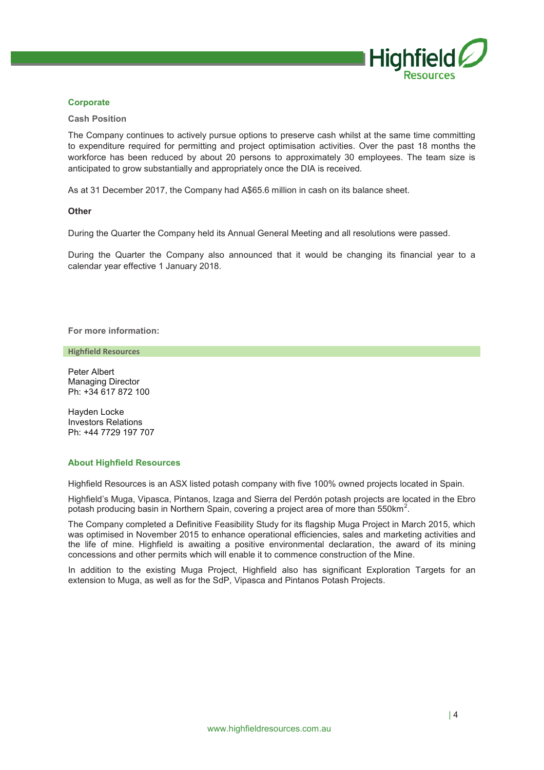## Corporate

### Cash Position

The Company continues to actively pursue options to preserve cash whilst at the same time committing to expenditure required for permitting and project optimisation activities. Over the past 18 months the workforce has been reduced by about 20 persons to approximately 30 employees. The team size is anticipated to grow substantially and appropriately once the DIA is received.

As at 31 December 2017, the Company had A$65.6 million in cash on its balance sheet.

### Other

During the Quarter the Company held its Annual General Meeting and all resolutions were passed.

During the Quarter the Company also announced that it would be changing its financial year to a calendar year effective 1 January 2018.

**For more information:**

**Highfield Resources**

Peter Albert
Managing Director
Ph: +34 617 872 100

Hayden Locke
Investors Relations
Ph: +44 7729 197 707

## About Highfield Resources

Highfield Resources is an ASX listed potash company with five 100% owned projects located in Spain.

Highfield's Muga, Vipasca, Pintanos, Izaga and Sierra del Perdón potash projects are located in the Ebro potash producing basin in Northern Spain, covering a project area of more than 550km$^2$.

The Company completed a Definitive Feasibility Study for its flagship Muga Project in March 2015, which was optimised in November 2015 to enhance operational efficiencies, sales and marketing activities and the life of mine. Highfield is awaiting a positive environmental declaration, the award of its mining concessions and other permits which will enable it to commence construction of the Mine.

In addition to the existing Muga Project, Highfield also has significant Exploration Targets for an extension to Muga, as well as for the SdP, Vipasca and Pintanos Potash Projects.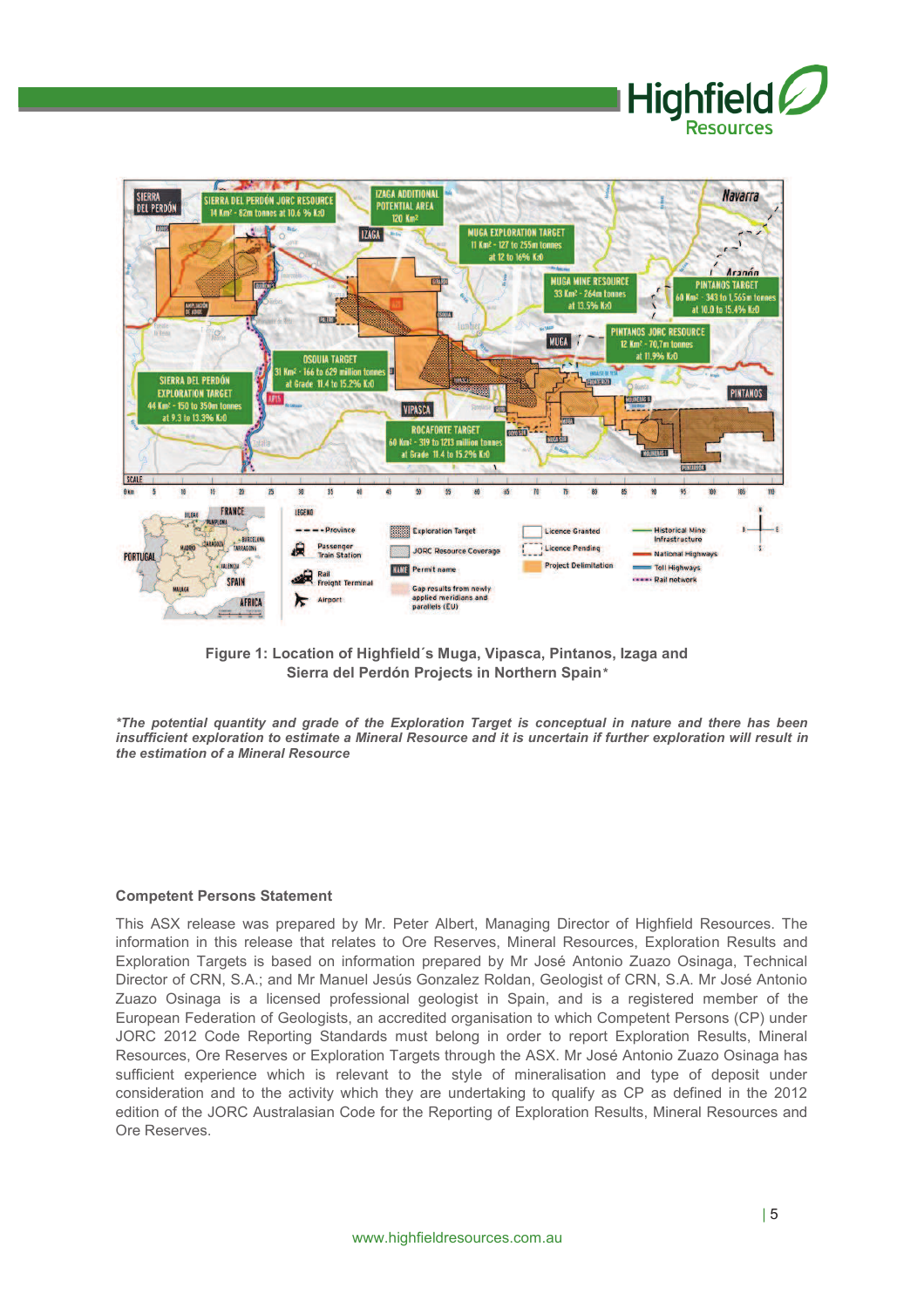**Figure 1: Location of Highfield´s Muga, Vipasca, Pintanos, Izaga and Sierra del Perdón Projects in Northern Spain***

***The potential quantity and grade of the Exploration Target is conceptual in nature and there has been insufficient exploration to estimate a Mineral Resource and it is uncertain if further exploration will result in the estimation of a Mineral Resource***

**Competent Persons Statement**

This ASX release was prepared by Mr. Peter Albert, Managing Director of Highfield Resources. The information in this release that relates to Ore Reserves, Mineral Resources, Exploration Results and Exploration Targets is based on information prepared by Mr José Antonio Zuazo Osinaga, Technical Director of CRN, S.A.; and Mr Manuel Jesús Gonzalez Roldan, Geologist of CRN, S.A. Mr José Antonio Zuazo Osinaga is a licensed professional geologist in Spain, and is a registered member of the European Federation of Geologists, an accredited organisation to which Competent Persons (CP) under JORC 2012 Code Reporting Standards must belong in order to report Exploration Results, Mineral Resources, Ore Reserves or Exploration Targets through the ASX. Mr José Antonio Zuazo Osinaga has sufficient experience which is relevant to the style of mineralisation and type of deposit under consideration and to the activity which they are undertaking to qualify as CP as defined in the 2012 edition of the JORC Australasian Code for the Reporting of Exploration Results, Mineral Resources and Ore Reserves.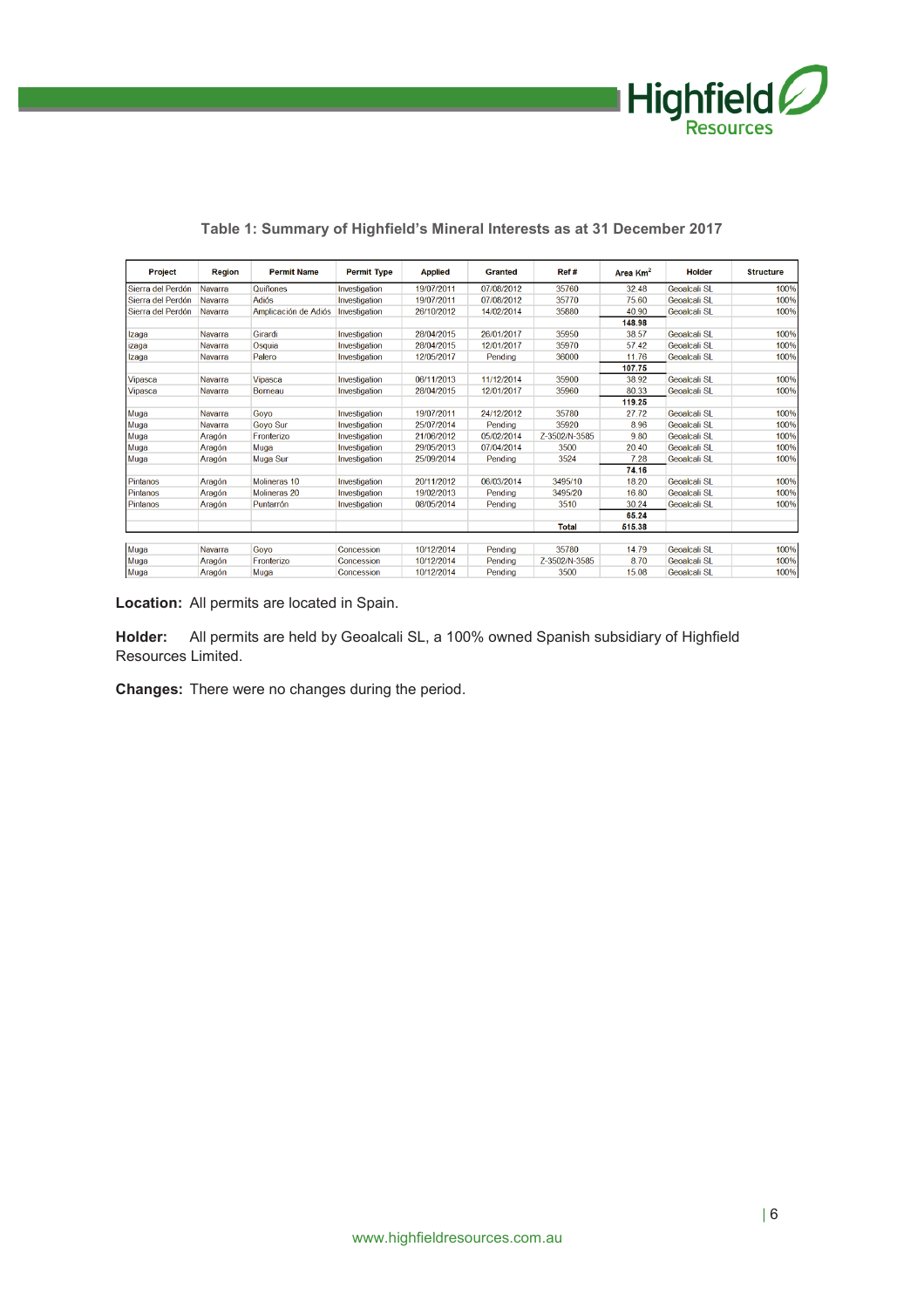**Table 1: Summary of Highfield's Mineral Interests as at 31 December 2017**

| Project | Region | Permit Name | Permit Type | Applied | Granted | Ref # | Area Km$^2$ | Holder | Structure |
|---|---|---|---|---|---|---|---|---|---|
| Sierra del Perdón | Navarra | Quiñones | Investigation | 19/07/2011 | 07/08/2012 | 35760 | 32.48 | Geoalcali SL | 100% |
| Sierra del Perdón | Navarra | Adiós | Investigation | 19/07/2011 | 07/08/2012 | 35770 | 75.60 | Geoalcali SL | 100% |
| Sierra del Perdón | Navarra | Amplicación de Adiós | Investigation | 26/10/2012 | 14/02/2014 | 35880 | 40.90 | Geoalcali SL | 100% |
| | | | | | | | **148.98** | | |
| Izaga | Navarra | Girardi | Investigation | 28/04/2015 | 26/01/2017 | 35950 | 38.57 | Geoalcali SL | 100% |
| Izaga | Navarra | Osquia | Investigation | 28/04/2015 | 12/01/2017 | 35970 | 57.42 | Geoalcali SL | 100% |
| Izaga | Navarra | Palero | Investigation | 12/05/2017 | Pending | 36000 | 11.76 | Geoalcali SL | 100% |
| | | | | | | | **107.75** | | |
| Vipasca | Navarra | Vipasca | Investigation | 06/11/2013 | 11/12/2014 | 35900 | 38.92 | Geoalcali SL | 100% |
| Vipasca | Navarra | Borneau | Investigation | 28/04/2015 | 12/01/2017 | 35960 | 80.33 | Geoalcali SL | 100% |
| | | | | | | | **119.25** | | |
| Muga | Navarra | Goyo | Investigation | 19/07/2011 | 24/12/2012 | 35780 | 27.72 | Geoalcali SL | 100% |
| Muga | Navarra | Goyo Sur | Investigation | 25/07/2014 | Pending | 35920 | 8.96 | Geoalcali SL | 100% |
| Muga | Aragón | Fronterizo | Investigation | 21/06/2012 | 05/02/2014 | Z-3502/N-3585 | 9.80 | Geoalcali SL | 100% |
| Muga | Aragón | Muga | Investigation | 29/05/2013 | 07/04/2014 | 3500 | 20.40 | Geoalcali SL | 100% |
| Muga | Aragón | Muga Sur | Investigation | 25/09/2014 | Pending | 3524 | 7.28 | Geoalcali SL | 100% |
| | | | | | | | **74.16** | | |
| Pintanos | Aragón | Molineras 10 | Investigation | 20/11/2012 | 06/03/2014 | 3495/10 | 18.20 | Geoalcali SL | 100% |
| Pintanos | Aragón | Molineras 20 | Investigation | 19/02/2013 | Pending | 3495/20 | 16.80 | Geoalcali SL | 100% |
| Pintanos | Aragón | Puntarrón | Investigation | 08/05/2014 | Pending | 3510 | 30.24 | Geoalcali SL | 100% |
| | | | | | | | **65.24** | | |
| | | | | | | **Total** | **515.38** | | |
| Muga | Navarra | Goyo | Concession | 10/12/2014 | Pending | 35780 | 14.79 | Geoalcali SL | 100% |
| Muga | Aragón | Fronterizo | Concession | 10/12/2014 | Pending | Z-3502/N-3585 | 8.70 | Geoalcali SL | 100% |
| Muga | Aragón | Muga | Concession | 10/12/2014 | Pending | 3500 | 15.08 | Geoalcali SL | 100% |

**Location:** All permits are located in Spain.

**Holder:** All permits are held by Geoalcali SL, a 100% owned Spanish subsidiary of Highfield Resources Limited.

**Changes:** There were no changes during the period.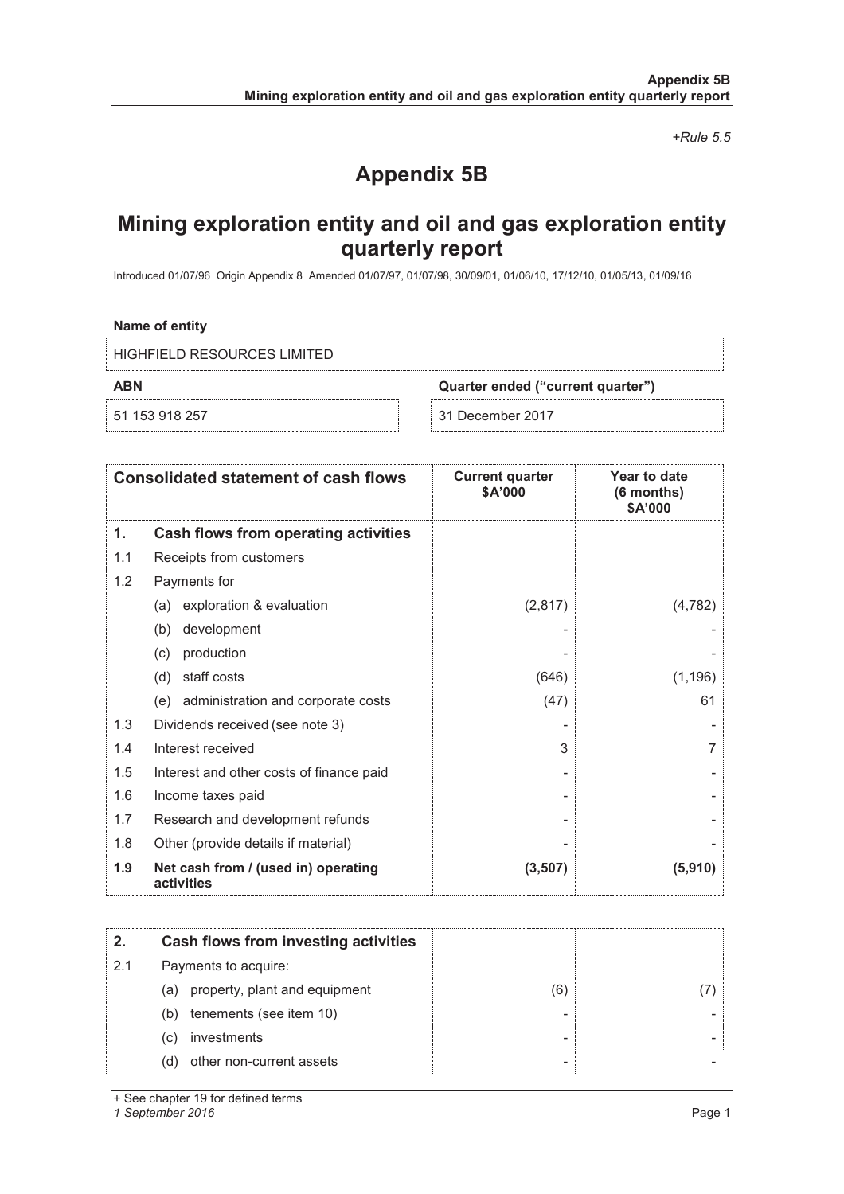*+Rule 5.5*

# Appendix 5B

## Mining exploration entity and oil and gas exploration entity quarterly report

Introduced 01/07/96 Origin Appendix 8 Amended 01/07/97, 01/07/98, 30/09/01, 01/06/10, 17/12/10, 01/05/13, 01/09/16

**Name of entity**

HIGHFIELD RESOURCES LIMITED

| **ABN** | **Quarter ended ("current quarter")** |
|---|---|
| 51 153 918 257 | 31 December 2017 |

| | **Consolidated statement of cash flows** | **Current quarter $A'000** | **Year to date (6 months) $A'000** |
|---|---|---|---|
| **1.** | **Cash flows from operating activities** | | |
| 1.1 | Receipts from customers | | |
| 1.2 | Payments for | | |
| | (a) exploration & evaluation | (2,817) | (4,782) |
| | (b) development | - | - |
| | (c) production | - | - |
| | (d) staff costs | (646) | (1,196) |
| | (e) administration and corporate costs | (47) | 61 |
| 1.3 | Dividends received (see note 3) | - | - |
| 1.4 | Interest received | 3 | 7 |
| 1.5 | Interest and other costs of finance paid | - | - |
| 1.6 | Income taxes paid | - | - |
| 1.7 | Research and development refunds | - | - |
| 1.8 | Other (provide details if material) | - | - |
| **1.9** | **Net cash from / (used in) operating activities** | **(3,507)** | **(5,910)** |

| **2.** | **Cash flows from investing activities** | | |
|---|---|---|---|
| 2.1 | Payments to acquire: | | |
| | (a) property, plant and equipment | (6) | (7) |
| | (b) tenements (see item 10) | - | - |
| | (c) investments | - | - |
| | (d) other non-current assets | - | - |

+ See chapter 19 for defined terms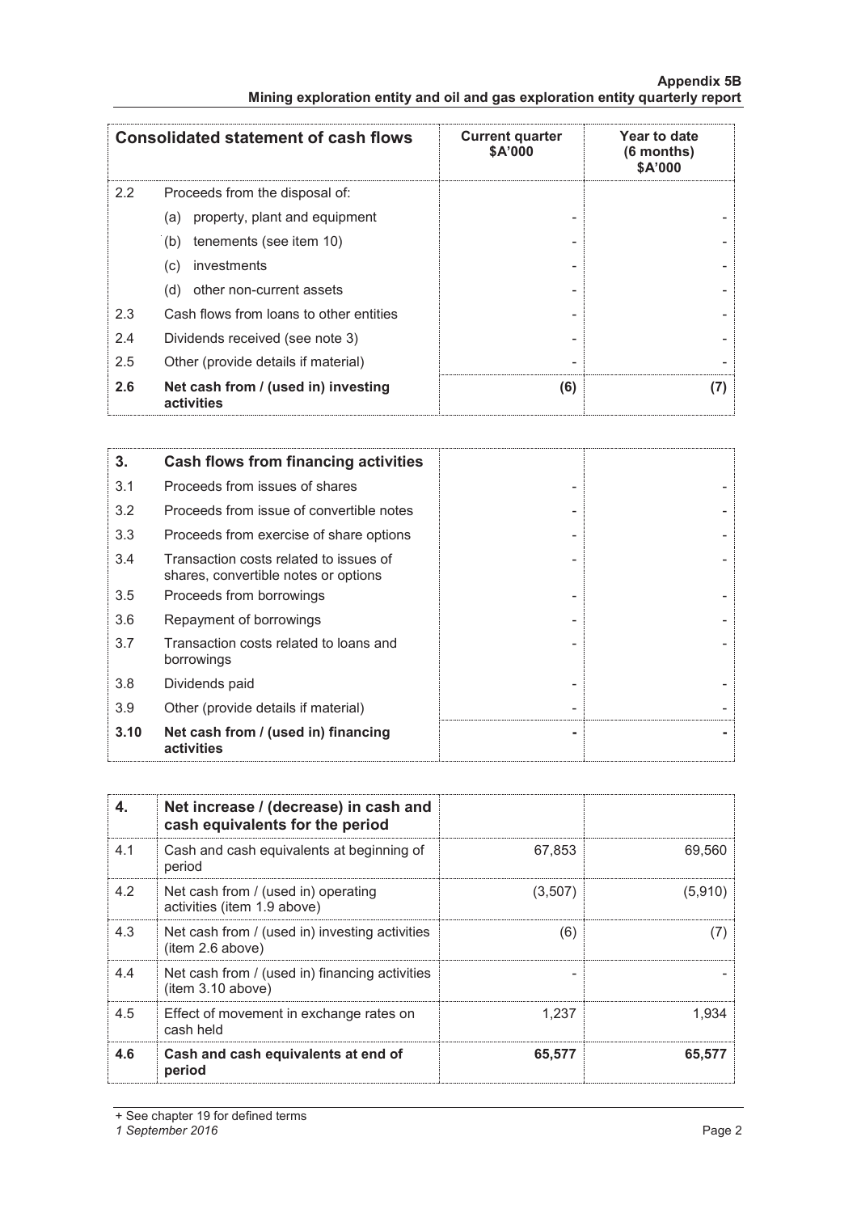| Consolidated statement of cash flows | | Current quarter $A'000 | Year to date (6 months) $A'000 |
|---|---|---|---|
| 2.2 | Proceeds from the disposal of: | | |
| | (a) property, plant and equipment | - | - |
| | (b) tenements (see item 10) | - | - |
| | (c) investments | - | - |
| | (d) other non-current assets | - | - |
| 2.3 | Cash flows from loans to other entities | - | - |
| 2.4 | Dividends received (see note 3) | - | - |
| 2.5 | Other (provide details if material) | - | - |
| **2.6** | **Net cash from / (used in) investing activities** | **(6)** | **(7)** |

| **3.** | **Cash flows from financing activities** | | |
|---|---|---|---|
| 3.1 | Proceeds from issues of shares | - | - |
| 3.2 | Proceeds from issue of convertible notes | - | - |
| 3.3 | Proceeds from exercise of share options | - | - |
| 3.4 | Transaction costs related to issues of shares, convertible notes or options | - | - |
| 3.5 | Proceeds from borrowings | - | - |
| 3.6 | Repayment of borrowings | - | - |
| 3.7 | Transaction costs related to loans and borrowings | - | - |
| 3.8 | Dividends paid | - | - |
| 3.9 | Other (provide details if material) | - | - |
| **3.10** | **Net cash from / (used in) financing activities** | **-** | **-** |

| **4.** | **Net increase / (decrease) in cash and cash equivalents for the period** | | |
|---|---|---|---|
| 4.1 | Cash and cash equivalents at beginning of period | 67,853 | 69,560 |
| 4.2 | Net cash from / (used in) operating activities (item 1.9 above) | (3,507) | (5,910) |
| 4.3 | Net cash from / (used in) investing activities (item 2.6 above) | (6) | (7) |
| 4.4 | Net cash from / (used in) financing activities (item 3.10 above) | - | - |
| 4.5 | Effect of movement in exchange rates on cash held | 1,237 | 1,934 |
| **4.6** | **Cash and cash equivalents at end of period** | **65,577** | **65,577** |

+ See chapter 19 for defined terms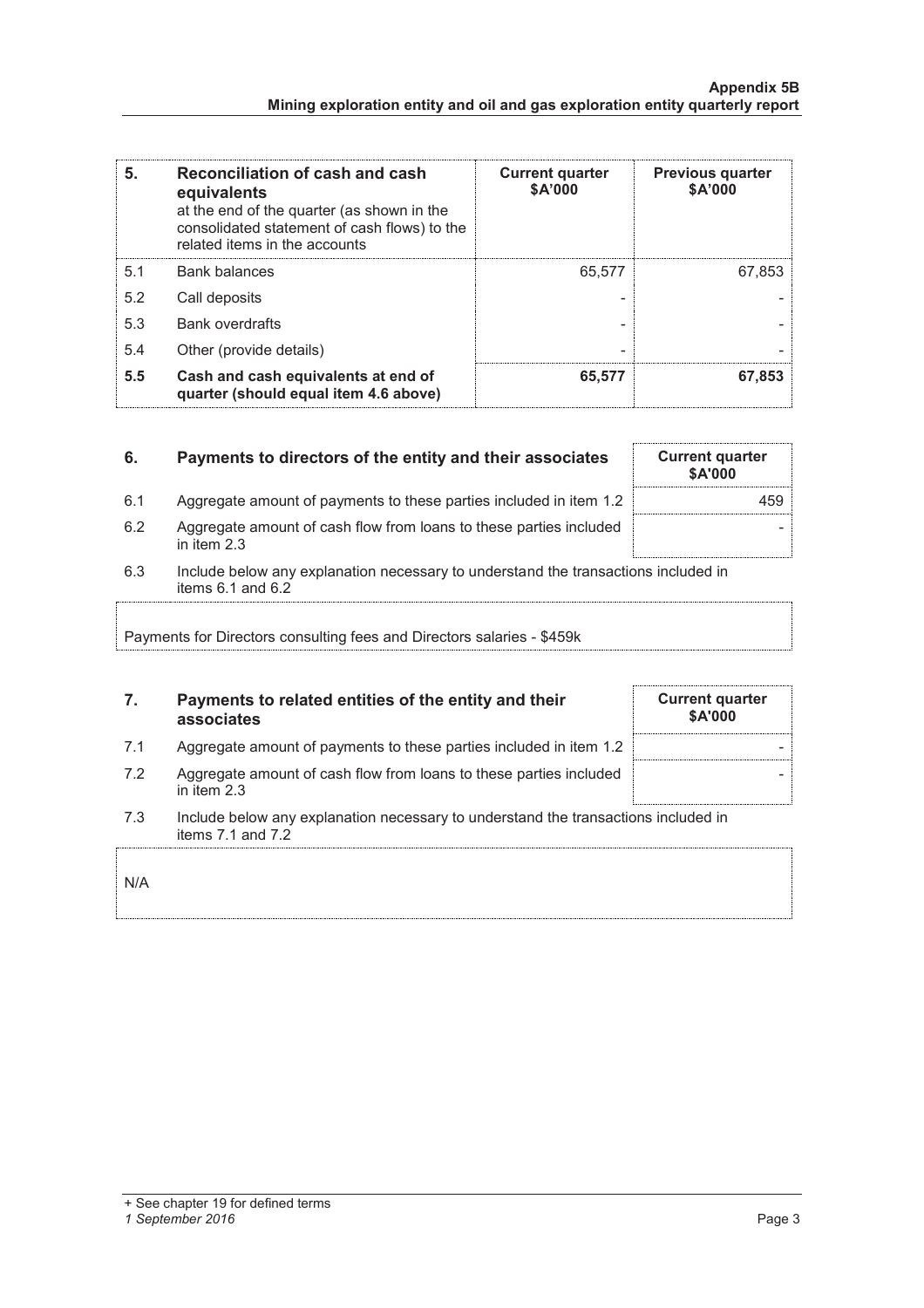| 5. | Reconciliation of cash and cash equivalents<br>at the end of the quarter (as shown in the consolidated statement of cash flows) to the related items in the accounts | Current quarter<br>$A'000 | Previous quarter<br>$A'000 |
|---|---|---|---|
| 5.1 | Bank balances | 65,577 | 67,853 |
| 5.2 | Call deposits | - | - |
| 5.3 | Bank overdrafts | - | - |
| 5.4 | Other (provide details) | - | - |
| **5.5** | **Cash and cash equivalents at end of quarter (should equal item 4.6 above)** | **65,577** | **67,853** |

| 6. | Payments to directors of the entity and their associates | Current quarter<br>$A'000 |
|---|---|---|
| 6.1 | Aggregate amount of payments to these parties included in item 1.2 | 459 |
| 6.2 | Aggregate amount of cash flow from loans to these parties included in item 2.3 | - |

6.3 Include below any explanation necessary to understand the transactions included in items 6.1 and 6.2

Payments for Directors consulting fees and Directors salaries - $459k

| 7. | Payments to related entities of the entity and their associates | Current quarter<br>$A'000 |
|---|---|---|
| 7.1 | Aggregate amount of payments to these parties included in item 1.2 | - |
| 7.2 | Aggregate amount of cash flow from loans to these parties included in item 2.3 | - |

7.3 Include below any explanation necessary to understand the transactions included in items 7.1 and 7.2

N/A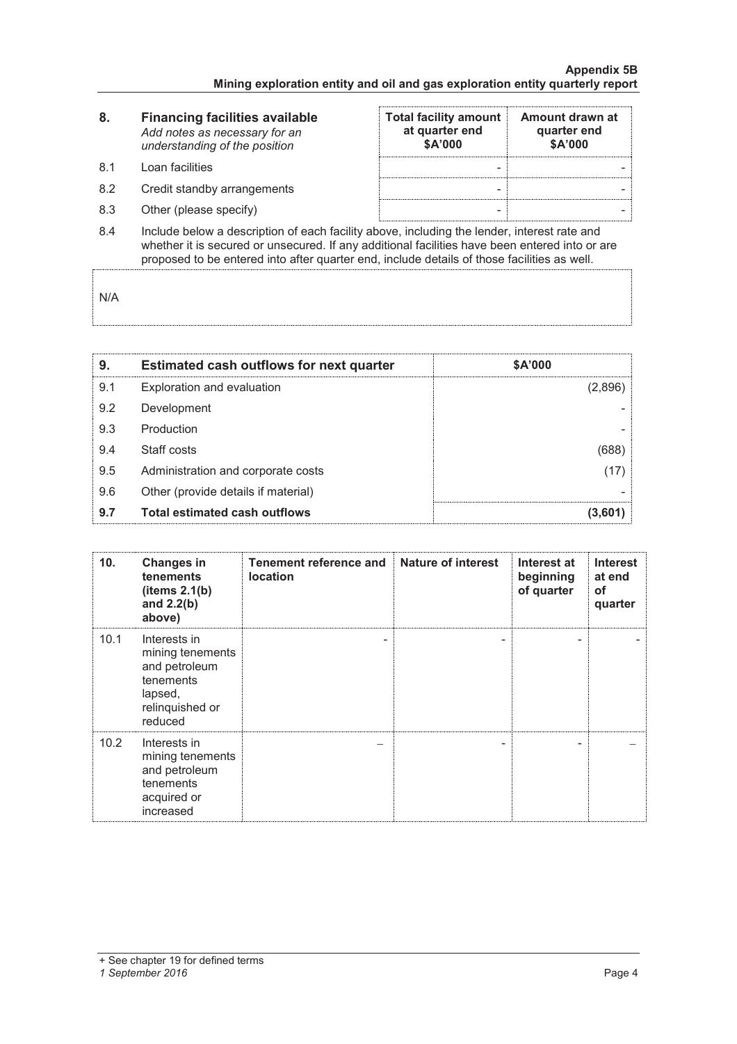| 8. | **Financing facilities available** *Add notes as necessary for an understanding of the position* | **Total facility amount at quarter end $A'000** | **Amount drawn at quarter end $A'000** |
|---|---|---|---|
| 8.1 | Loan facilities | - | - |
| 8.2 | Credit standby arrangements | - | - |
| 8.3 | Other (please specify) | - | - |

8.4 Include below a description of each facility above, including the lender, interest rate and whether it is secured or unsecured. If any additional facilities have been entered into or are proposed to be entered into after quarter end, include details of those facilities as well.

N/A

| 9. | **Estimated cash outflows for next quarter** | **$A'000** |
|---|---|---|
| 9.1 | Exploration and evaluation | (2,896) |
| 9.2 | Development | - |
| 9.3 | Production | - |
| 9.4 | Staff costs | (688) |
| 9.5 | Administration and corporate costs | (17) |
| 9.6 | Other (provide details if material) | - |
| **9.7** | **Total estimated cash outflows** | **(3,601)** |

| 10. | **Changes in tenements (items 2.1(b) and 2.2(b) above)** | **Tenement reference and location** | **Nature of interest** | **Interest at beginning of quarter** | **Interest at end of quarter** |
|---|---|---|---|---|---|
| 10.1 | Interests in mining tenements and petroleum tenements lapsed, relinquished or reduced | - | - | - | - |
| 10.2 | Interests in mining tenements and petroleum tenements acquired or increased | – | - | - | – |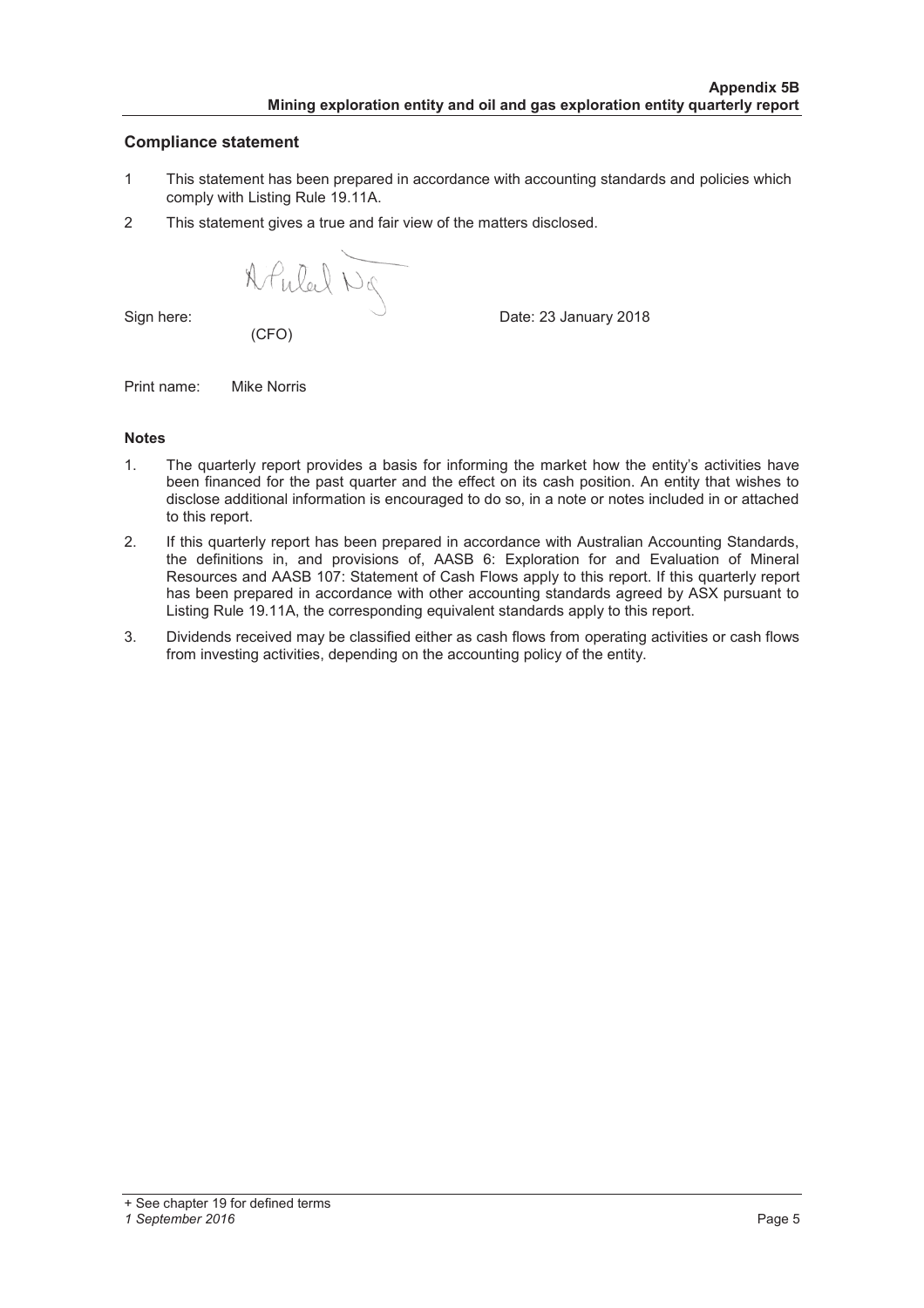## Compliance statement

1. This statement has been prepared in accordance with accounting standards and policies which comply with Listing Rule 19.11A.
2. This statement gives a true and fair view of the matters disclosed.

Sign here: (CFO) Date: 23 January 2018

Print name: Mike Norris

### Notes

1. The quarterly report provides a basis for informing the market how the entity's activities have been financed for the past quarter and the effect on its cash position. An entity that wishes to disclose additional information is encouraged to do so, in a note or notes included in or attached to this report.
2. If this quarterly report has been prepared in accordance with Australian Accounting Standards, the definitions in, and provisions of, AASB 6: Exploration for and Evaluation of Mineral Resources and AASB 107: Statement of Cash Flows apply to this report. If this quarterly report has been prepared in accordance with other accounting standards agreed by ASX pursuant to Listing Rule 19.11A, the corresponding equivalent standards apply to this report.
3. Dividends received may be classified either as cash flows from operating activities or cash flows from investing activities, depending on the accounting policy of the entity.